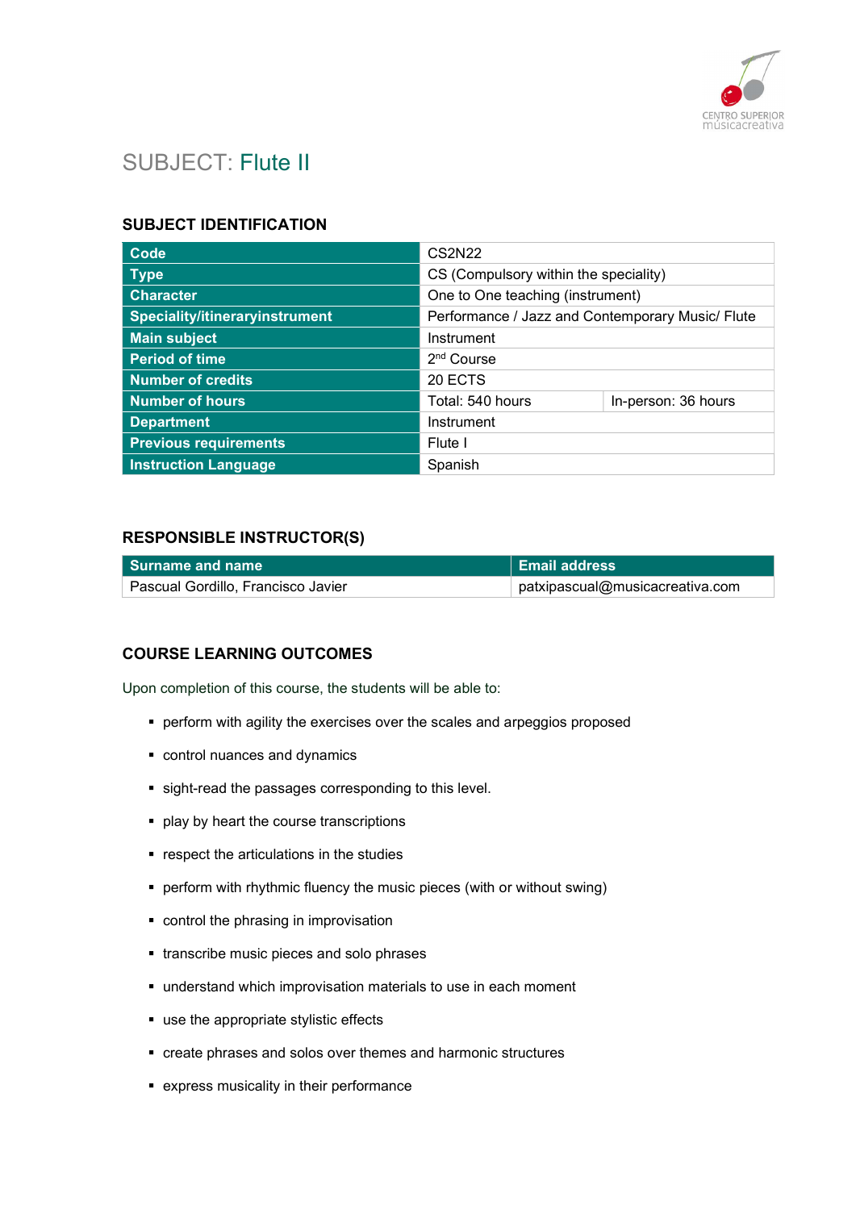# SUBJECT: Flute II

## SUBJECT IDENTIFICATION

| Code | CS2N22 | |
|---|---|---|
| Type | CS (Compulsory within the speciality) | |
| Character | One to One teaching (instrument) | |
| Speciality/itineraryinstrument | Performance / Jazz and Contemporary Music/ Flute | |
| Main subject | Instrument | |
| Period of time | 2nd Course | |
| Number of credits | 20 ECTS | |
| Number of hours | Total: 540 hours | In-person: 36 hours |
| Department | Instrument | |
| Previous requirements | Flute I | |
| Instruction Language | Spanish | |

## RESPONSIBLE INSTRUCTOR(S)

| Surname and name | Email address |
|---|---|
| Pascual Gordillo, Francisco Javier | patxipascual@musicacreativa.com |

## COURSE LEARNING OUTCOMES

Upon completion of this course, the students will be able to:

- perform with agility the exercises over the scales and arpeggios proposed
- control nuances and dynamics
- sight-read the passages corresponding to this level.
- play by heart the course transcriptions
- respect the articulations in the studies
- perform with rhythmic fluency the music pieces (with or without swing)
- control the phrasing in improvisation
- transcribe music pieces and solo phrases
- understand which improvisation materials to use in each moment
- use the appropriate stylistic effects
- create phrases and solos over themes and harmonic structures
- express musicality in their performance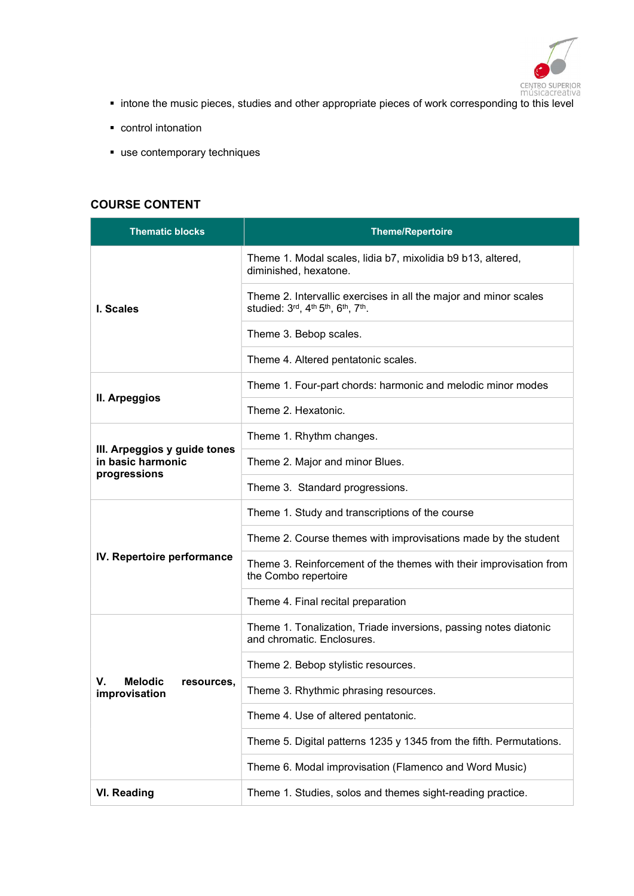- intone the music pieces, studies and other appropriate pieces of work corresponding to this level
- control intonation
- use contemporary techniques

## COURSE CONTENT

| Thematic blocks | Theme/Repertoire |
|---|---|
| **I. Scales** | Theme 1. Modal scales, lidia b7, mixolidia b9 b13, altered, diminished, hexatone. |
| | Theme 2. Intervallic exercises in all the major and minor scales studied: 3rd, 4th 5th, 6th, 7th. |
| | Theme 3. Bebop scales. |
| | Theme 4. Altered pentatonic scales. |
| **II. Arpeggios** | Theme 1. Four-part chords: harmonic and melodic minor modes |
| | Theme 2. Hexatonic. |
| **III. Arpeggios y guide tones in basic harmonic progressions** | Theme 1. Rhythm changes. |
| | Theme 2. Major and minor Blues. |
| | Theme 3. Standard progressions. |
| **IV. Repertoire performance** | Theme 1. Study and transcriptions of the course |
| | Theme 2. Course themes with improvisations made by the student |
| | Theme 3. Reinforcement of the themes with their improvisation from the Combo repertoire |
| | Theme 4. Final recital preparation |
| **V. Melodic resources, improvisation** | Theme 1. Tonalization, Triade inversions, passing notes diatonic and chromatic. Enclosures. |
| | Theme 2. Bebop stylistic resources. |
| | Theme 3. Rhythmic phrasing resources. |
| | Theme 4. Use of altered pentatonic. |
| | Theme 5. Digital patterns 1235 y 1345 from the fifth. Permutations. |
| | Theme 6. Modal improvisation (Flamenco and Word Music) |
| **VI. Reading** | Theme 1. Studies, solos and themes sight-reading practice. |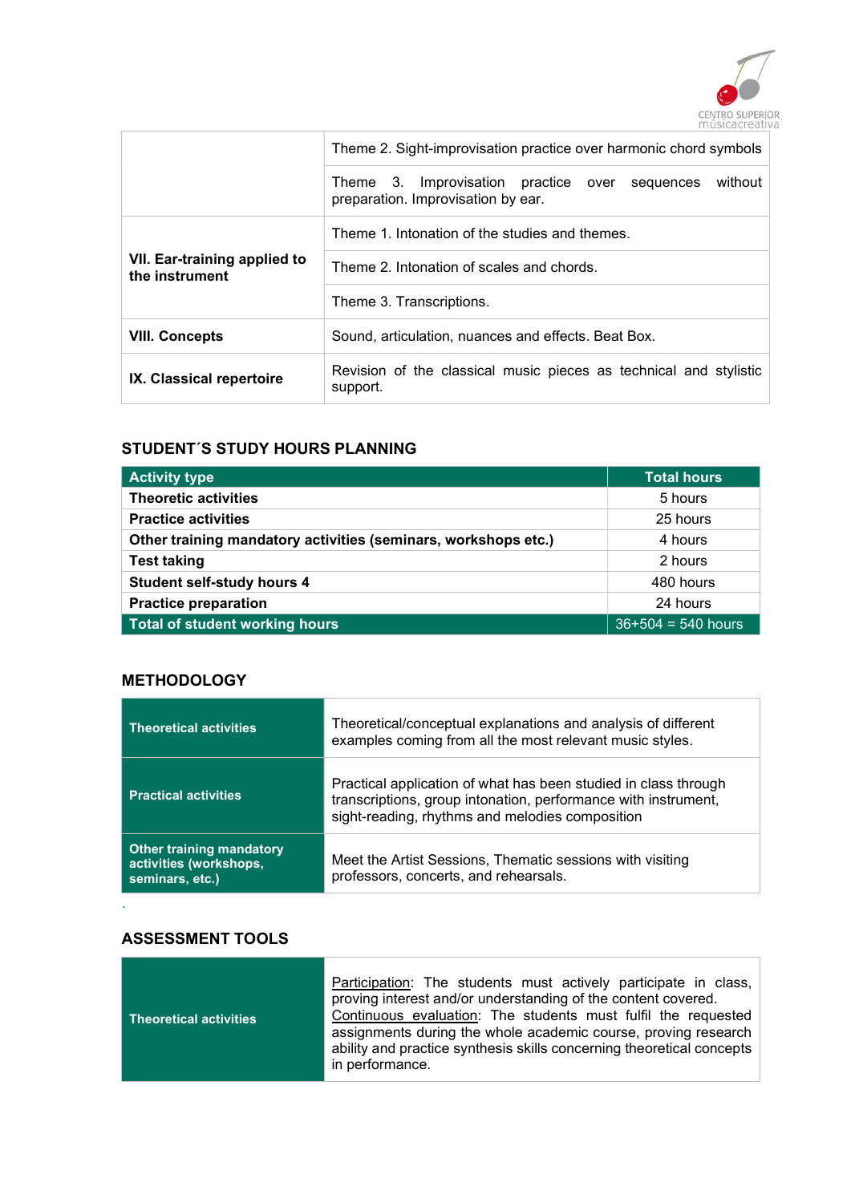| | |
|---|---|
| | Theme 2. Sight-improvisation practice over harmonic chord symbols |
| | Theme 3. Improvisation practice over sequences without preparation. Improvisation by ear. |
| **VII. Ear-training applied to the instrument** | Theme 1. Intonation of the studies and themes. |
| | Theme 2. Intonation of scales and chords. |
| | Theme 3. Transcriptions. |
| **VIII. Concepts** | Sound, articulation, nuances and effects. Beat Box. |
| **IX. Classical repertoire** | Revision of the classical music pieces as technical and stylistic support. |

## STUDENT´S STUDY HOURS PLANNING

| Activity type | Total hours |
|---|---|
| **Theoretic activities** | 5 hours |
| **Practice activities** | 25 hours |
| **Other training mandatory activities (seminars, workshops etc.)** | 4 hours |
| **Test taking** | 2 hours |
| **Student self-study hours 4** | 480 hours |
| **Practice preparation** | 24 hours |
| **Total of student working hours** | 36+504 = 540 hours |

## METHODOLOGY

| | |
|---|---|
| **Theoretical activities** | Theoretical/conceptual explanations and analysis of different examples coming from all the most relevant music styles. |
| **Practical activities** | Practical application of what has been studied in class through transcriptions, group intonation, performance with instrument, sight-reading, rhythms and melodies composition |
| **Other training mandatory activities (workshops, seminars, etc.)** | Meet the Artist Sessions, Thematic sessions with visiting professors, concerts, and rehearsals. |

.

## ASSESSMENT TOOLS

| | |
|---|---|
| **Theoretical activities** | Participation: The students must actively participate in class, proving interest and/or understanding of the content covered. Continuous evaluation: The students must fulfil the requested assignments during the whole academic course, proving research ability and practice synthesis skills concerning theoretical concepts in performance. |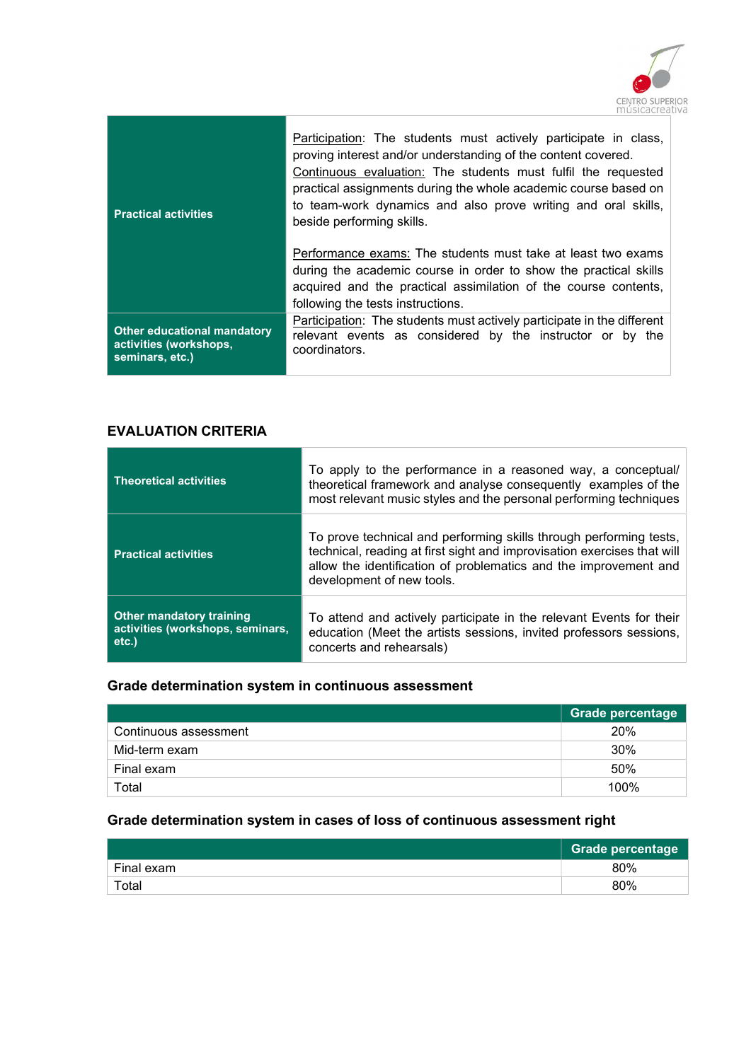| | |
|---|---|
| **Practical activities** | Participation: The students must actively participate in class, proving interest and/or understanding of the content covered.<br>Continuous evaluation: The students must fulfil the requested practical assignments during the whole academic course based on to team-work dynamics and also prove writing and oral skills, beside performing skills.<br><br>Performance exams: The students must take at least two exams during the academic course in order to show the practical skills acquired and the practical assimilation of the course contents, following the tests instructions. |
| **Other educational mandatory activities (workshops, seminars, etc.)** | Participation: The students must actively participate in the different relevant events as considered by the instructor or by the coordinators. |

## EVALUATION CRITERIA

| | |
|---|---|
| **Theoretical activities** | To apply to the performance in a reasoned way, a conceptual/ theoretical framework and analyse consequently examples of the most relevant music styles and the personal performing techniques |
| **Practical activities** | To prove technical and performing skills through performing tests, technical, reading at first sight and improvisation exercises that will allow the identification of problematics and the improvement and development of new tools. |
| **Other mandatory training activities (workshops, seminars, etc.)** | To attend and actively participate in the relevant Events for their education (Meet the artists sessions, invited professors sessions, concerts and rehearsals) |

### Grade determination system in continuous assessment

| | Grade percentage |
|---|---|
| Continuous assessment | 20% |
| Mid-term exam | 30% |
| Final exam | 50% |
| Total | 100% |

### Grade determination system in cases of loss of continuous assessment right

| | Grade percentage |
|---|---|
| Final exam | 80% |
| Total | 80% |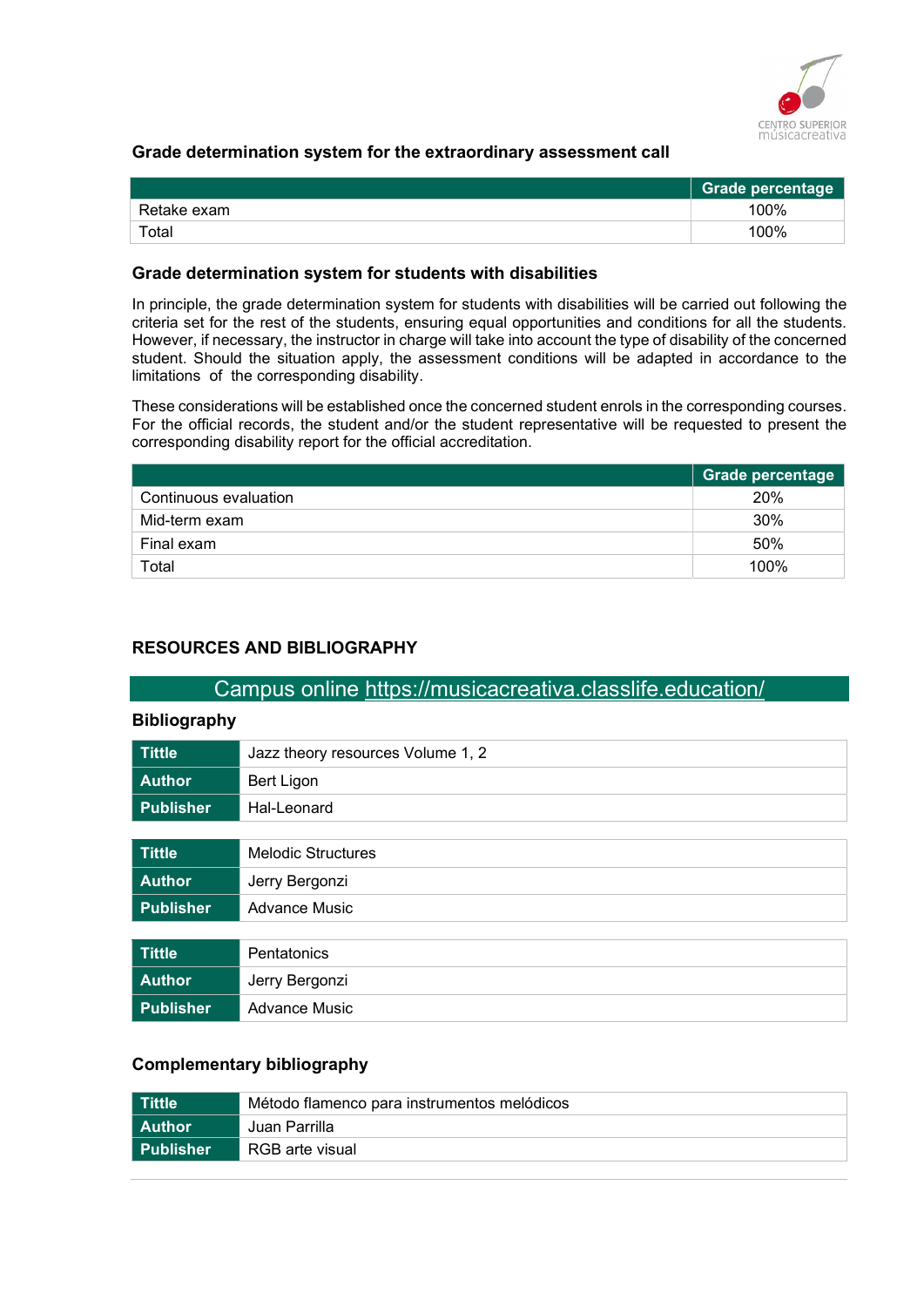### Grade determination system for the extraordinary assessment call

| | Grade percentage |
|---|---|
| Retake exam | 100% |
| Total | 100% |

### Grade determination system for students with disabilities

In principle, the grade determination system for students with disabilities will be carried out following the criteria set for the rest of the students, ensuring equal opportunities and conditions for all the students. However, if necessary, the instructor in charge will take into account the type of disability of the concerned student. Should the situation apply, the assessment conditions will be adapted in accordance to the limitations of the corresponding disability.

These considerations will be established once the concerned student enrols in the corresponding courses. For the official records, the student and/or the student representative will be requested to present the corresponding disability report for the official accreditation.

| | Grade percentage |
|---|---|
| Continuous evaluation | 20% |
| Mid-term exam | 30% |
| Final exam | 50% |
| Total | 100% |

## RESOURCES AND BIBLIOGRAPHY

Campus online https://musicacreativa.classlife.education/

### Bibliography

| | |
|---|---|
| **Tittle** | Jazz theory resources Volume 1, 2 |
| **Author** | Bert Ligon |
| **Publisher** | Hal-Leonard |

| | |
|---|---|
| **Tittle** | Melodic Structures |
| **Author** | Jerry Bergonzi |
| **Publisher** | Advance Music |

| | |
|---|---|
| **Tittle** | Pentatonics |
| **Author** | Jerry Bergonzi |
| **Publisher** | Advance Music |

### Complementary bibliography

| | |
|---|---|
| **Tittle** | Método flamenco para instrumentos melódicos |
| **Author** | Juan Parrilla |
| **Publisher** | RGB arte visual |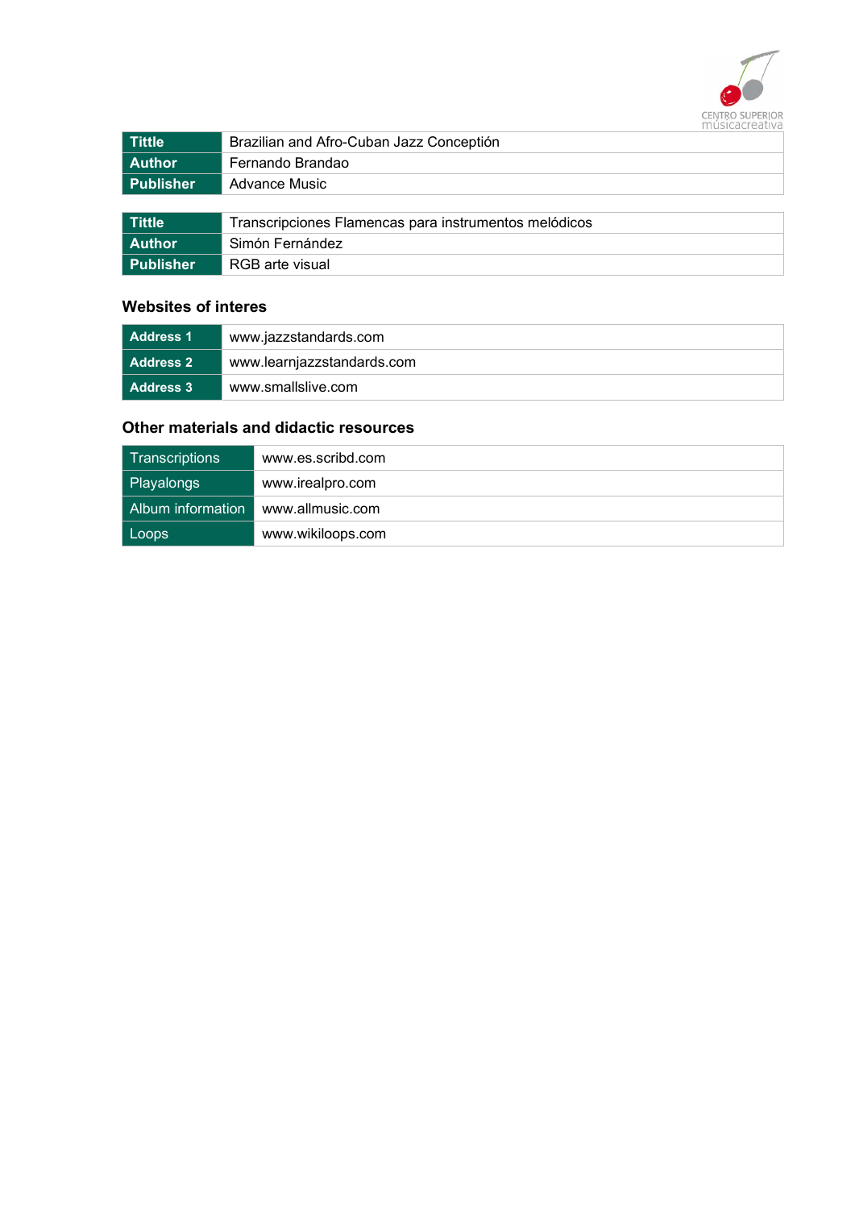| | |
|---|---|
| **Tittle** | Brazilian and Afro-Cuban Jazz Conceptión |
| **Author** | Fernando Brandao |
| **Publisher** | Advance Music |

| | |
|---|---|
| **Tittle** | Transcripciones Flamencas para instrumentos melódicos |
| **Author** | Simón Fernández |
| **Publisher** | RGB arte visual |

### Websites of interes

| | |
|---|---|
| **Address 1** | www.jazzstandards.com |
| **Address 2** | www.learnjazzstandards.com |
| **Address 3** | www.smallslive.com |

### Other materials and didactic resources

| | |
|---|---|
| Transcriptions | www.es.scribd.com |
| Playalongs | www.irealpro.com |
| Album information | www.allmusic.com |
| Loops | www.wikiloops.com |